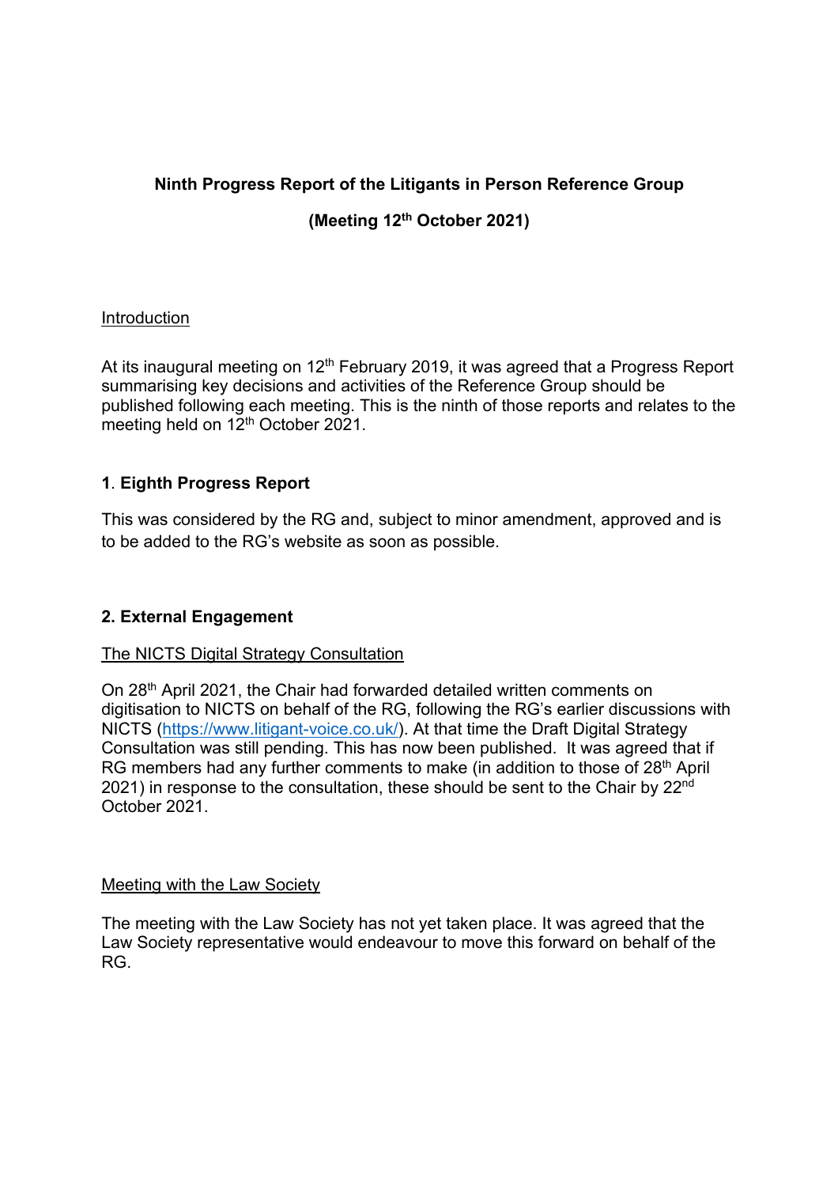**Ninth Progress Report of the Litigants in Person Reference Group**

**(Meeting 12th October 2021)**

Introduction

At its inaugural meeting on 12th February 2019, it was agreed that a Progress Report summarising key decisions and activities of the Reference Group should be published following each meeting. This is the ninth of those reports and relates to the meeting held on 12th October 2021.

## 1. Eighth Progress Report

This was considered by the RG and, subject to minor amendment, approved and is to be added to the RG's website as soon as possible.

## 2. External Engagement

The NICTS Digital Strategy Consultation

On 28th April 2021, the Chair had forwarded detailed written comments on digitisation to NICTS on behalf of the RG, following the RG's earlier discussions with NICTS (https://www.litigant-voice.co.uk/). At that time the Draft Digital Strategy Consultation was still pending. This has now been published. It was agreed that if RG members had any further comments to make (in addition to those of 28th April 2021) in response to the consultation, these should be sent to the Chair by 22nd October 2021.

Meeting with the Law Society

The meeting with the Law Society has not yet taken place. It was agreed that the Law Society representative would endeavour to move this forward on behalf of the RG.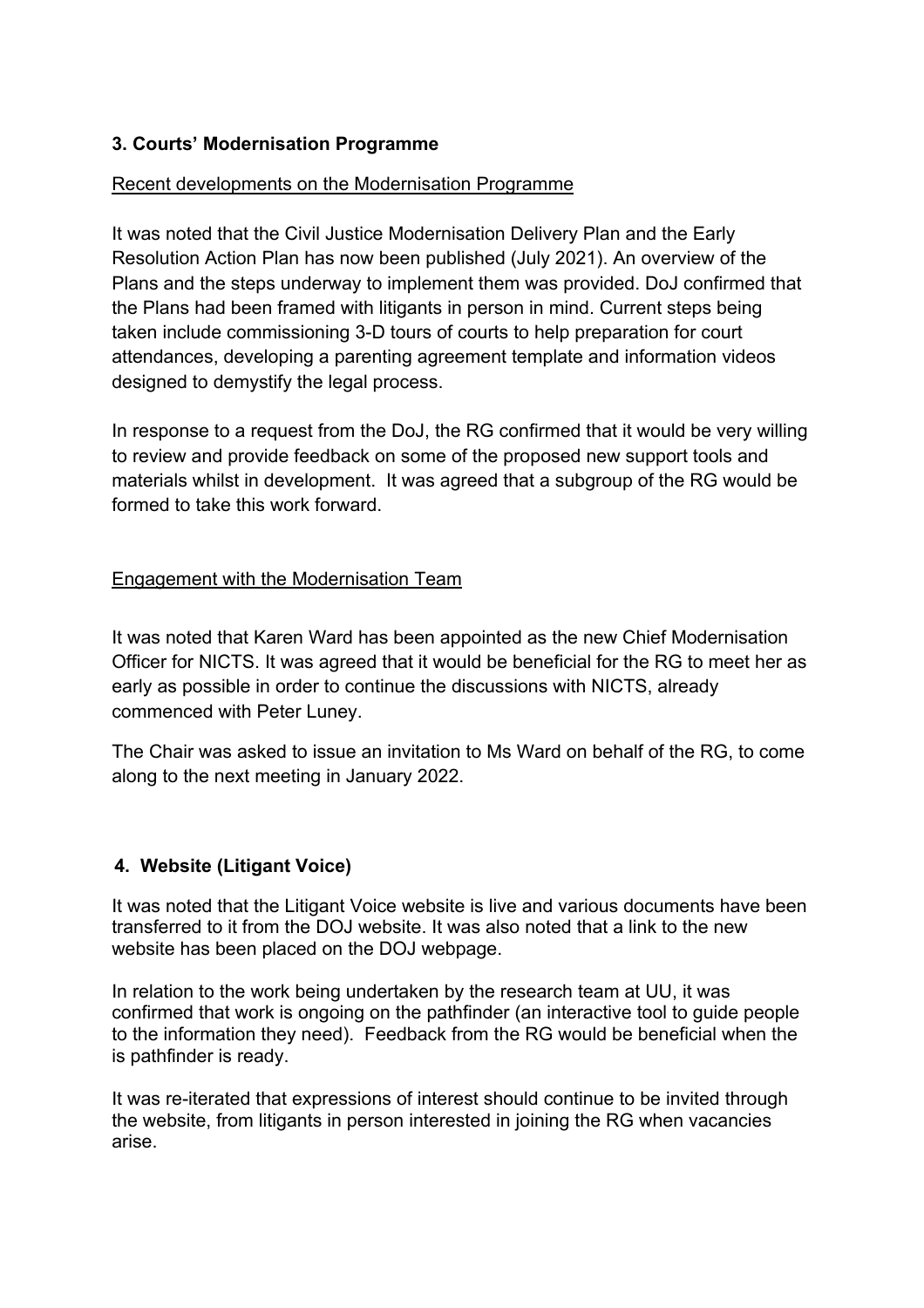### 3. Courts' Modernisation Programme

<u>Recent developments on the Modernisation Programme</u>

It was noted that the Civil Justice Modernisation Delivery Plan and the Early Resolution Action Plan has now been published (July 2021). An overview of the Plans and the steps underway to implement them was provided. DoJ confirmed that the Plans had been framed with litigants in person in mind. Current steps being taken include commissioning 3-D tours of courts to help preparation for court attendances, developing a parenting agreement template and information videos designed to demystify the legal process.

In response to a request from the DoJ, the RG confirmed that it would be very willing to review and provide feedback on some of the proposed new support tools and materials whilst in development. It was agreed that a subgroup of the RG would be formed to take this work forward.

<u>Engagement with the Modernisation Team</u>

It was noted that Karen Ward has been appointed as the new Chief Modernisation Officer for NICTS. It was agreed that it would be beneficial for the RG to meet her as early as possible in order to continue the discussions with NICTS, already commenced with Peter Luney.

The Chair was asked to issue an invitation to Ms Ward on behalf of the RG, to come along to the next meeting in January 2022.

### 4. Website (Litigant Voice)

It was noted that the Litigant Voice website is live and various documents have been transferred to it from the DOJ website. It was also noted that a link to the new website has been placed on the DOJ webpage.

In relation to the work being undertaken by the research team at UU, it was confirmed that work is ongoing on the pathfinder (an interactive tool to guide people to the information they need). Feedback from the RG would be beneficial when the is pathfinder is ready.

It was re-iterated that expressions of interest should continue to be invited through the website, from litigants in person interested in joining the RG when vacancies arise.